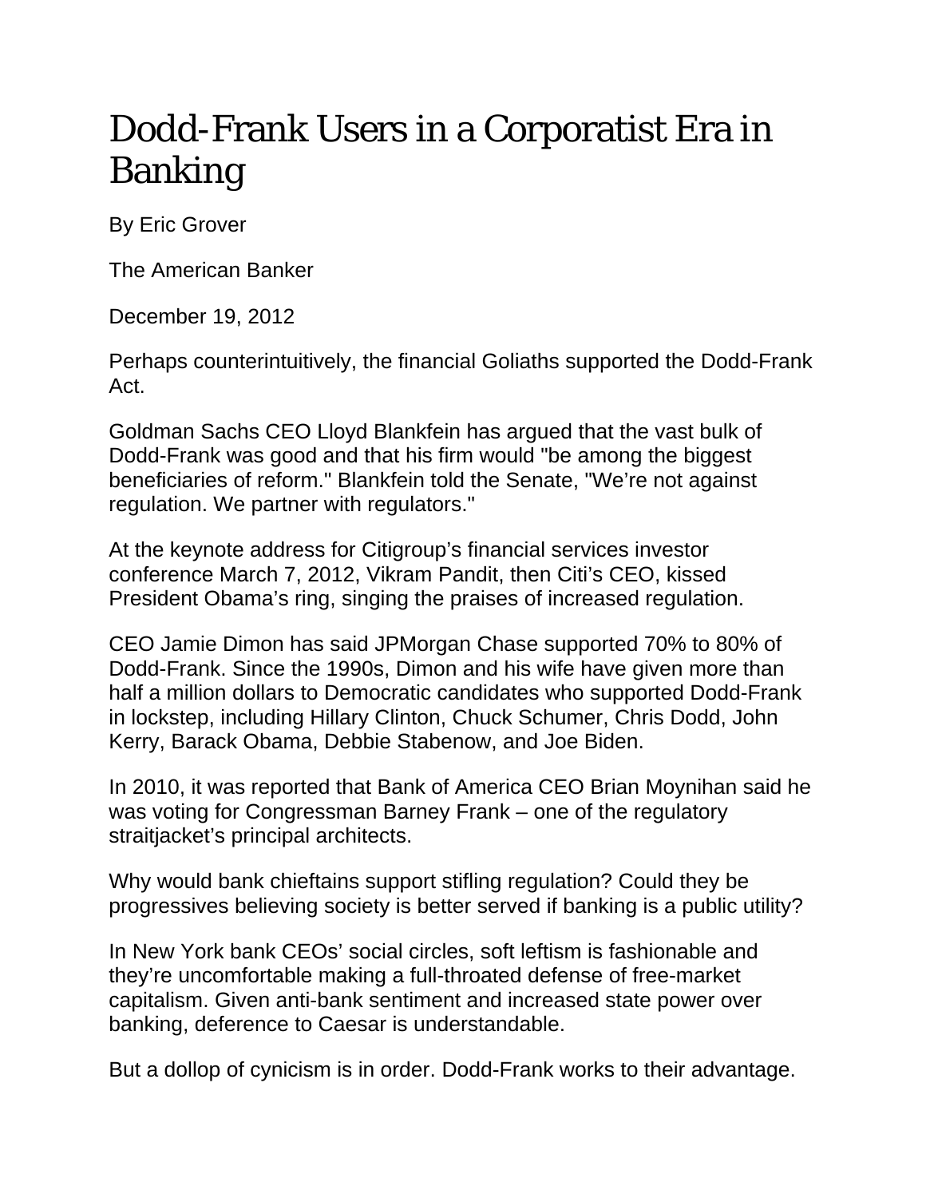# Dodd-Frank Users in a Corporatist Era in Banking

By Eric Grover

The American Banker

December 19, 2012

Perhaps counterintuitively, the financial Goliaths supported the Dodd-Frank Act.

Goldman Sachs CEO Lloyd Blankfein has argued that the vast bulk of Dodd-Frank was good and that his firm would "be among the biggest beneficiaries of reform." Blankfein told the Senate, "We're not against regulation. We partner with regulators."

At the keynote address for Citigroup's financial services investor conference March 7, 2012, Vikram Pandit, then Citi's CEO, kissed President Obama's ring, singing the praises of increased regulation.

CEO Jamie Dimon has said JPMorgan Chase supported 70% to 80% of Dodd-Frank. Since the 1990s, Dimon and his wife have given more than half a million dollars to Democratic candidates who supported Dodd-Frank in lockstep, including Hillary Clinton, Chuck Schumer, Chris Dodd, John Kerry, Barack Obama, Debbie Stabenow, and Joe Biden.

In 2010, it was reported that Bank of America CEO Brian Moynihan said he was voting for Congressman Barney Frank – one of the regulatory straitjacket's principal architects.

Why would bank chieftains support stifling regulation? Could they be progressives believing society is better served if banking is a public utility?

In New York bank CEOs' social circles, soft leftism is fashionable and they're uncomfortable making a full-throated defense of free-market capitalism. Given anti-bank sentiment and increased state power over banking, deference to Caesar is understandable.

But a dollop of cynicism is in order. Dodd-Frank works to their advantage.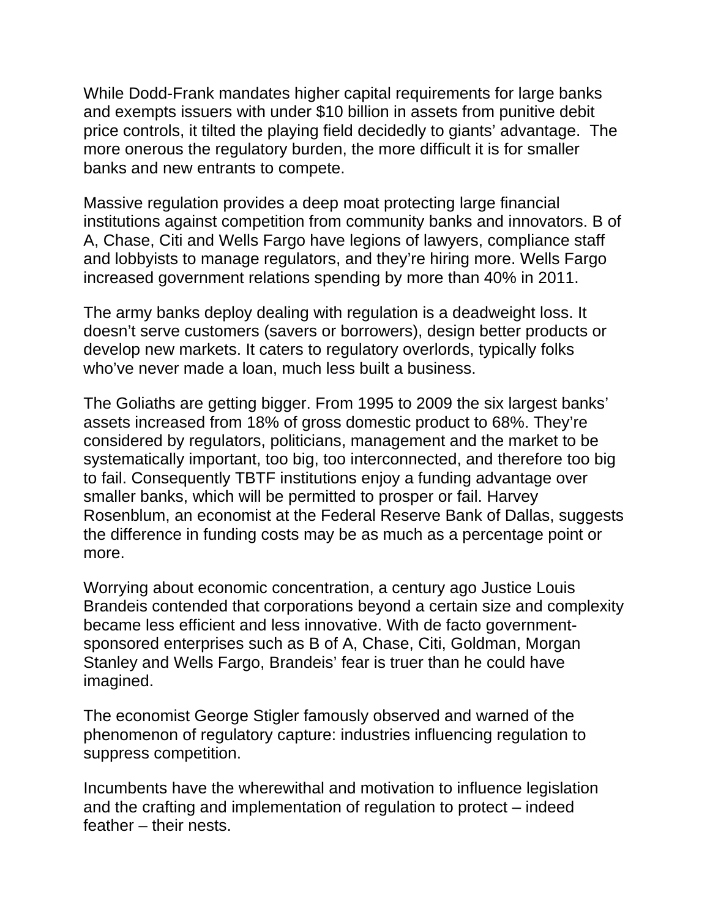While Dodd-Frank mandates higher capital requirements for large banks and exempts issuers with under $10 billion in assets from punitive debit price controls, it tilted the playing field decidedly to giants' advantage. The more onerous the regulatory burden, the more difficult it is for smaller banks and new entrants to compete.

Massive regulation provides a deep moat protecting large financial institutions against competition from community banks and innovators. B of A, Chase, Citi and Wells Fargo have legions of lawyers, compliance staff and lobbyists to manage regulators, and they're hiring more. Wells Fargo increased government relations spending by more than 40% in 2011.

The army banks deploy dealing with regulation is a deadweight loss. It doesn't serve customers (savers or borrowers), design better products or develop new markets. It caters to regulatory overlords, typically folks who've never made a loan, much less built a business.

The Goliaths are getting bigger. From 1995 to 2009 the six largest banks' assets increased from 18% of gross domestic product to 68%. They're considered by regulators, politicians, management and the market to be systematically important, too big, too interconnected, and therefore too big to fail. Consequently TBTF institutions enjoy a funding advantage over smaller banks, which will be permitted to prosper or fail. Harvey Rosenblum, an economist at the Federal Reserve Bank of Dallas, suggests the difference in funding costs may be as much as a percentage point or more.

Worrying about economic concentration, a century ago Justice Louis Brandeis contended that corporations beyond a certain size and complexity became less efficient and less innovative. With de facto government-sponsored enterprises such as B of A, Chase, Citi, Goldman, Morgan Stanley and Wells Fargo, Brandeis' fear is truer than he could have imagined.

The economist George Stigler famously observed and warned of the phenomenon of regulatory capture: industries influencing regulation to suppress competition.

Incumbents have the wherewithal and motivation to influence legislation and the crafting and implementation of regulation to protect – indeed feather – their nests.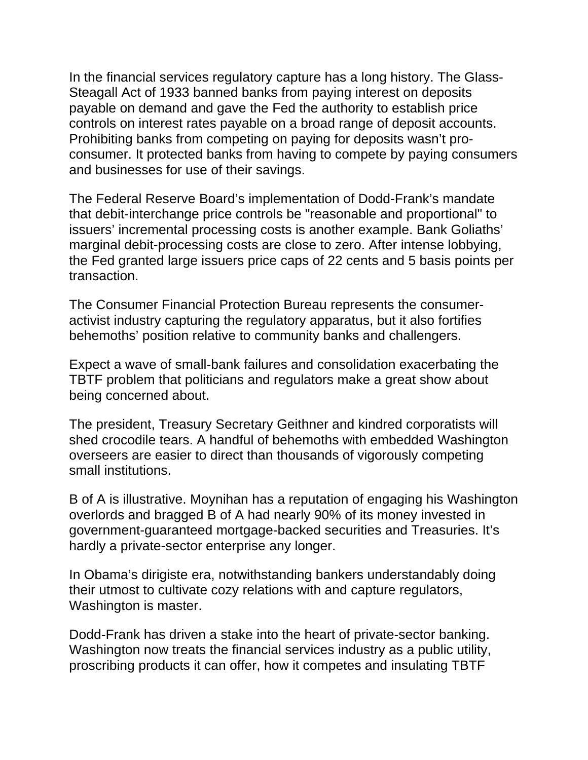In the financial services regulatory capture has a long history. The Glass-Steagall Act of 1933 banned banks from paying interest on deposits payable on demand and gave the Fed the authority to establish price controls on interest rates payable on a broad range of deposit accounts. Prohibiting banks from competing on paying for deposits wasn't pro-consumer. It protected banks from having to compete by paying consumers and businesses for use of their savings.

The Federal Reserve Board's implementation of Dodd-Frank's mandate that debit-interchange price controls be "reasonable and proportional" to issuers' incremental processing costs is another example. Bank Goliaths' marginal debit-processing costs are close to zero. After intense lobbying, the Fed granted large issuers price caps of 22 cents and 5 basis points per transaction.

The Consumer Financial Protection Bureau represents the consumer-activist industry capturing the regulatory apparatus, but it also fortifies behemoths' position relative to community banks and challengers.

Expect a wave of small-bank failures and consolidation exacerbating the TBTF problem that politicians and regulators make a great show about being concerned about.

The president, Treasury Secretary Geithner and kindred corporatists will shed crocodile tears. A handful of behemoths with embedded Washington overseers are easier to direct than thousands of vigorously competing small institutions.

B of A is illustrative. Moynihan has a reputation of engaging his Washington overlords and bragged B of A had nearly 90% of its money invested in government-guaranteed mortgage-backed securities and Treasuries. It's hardly a private-sector enterprise any longer.

In Obama's dirigiste era, notwithstanding bankers understandably doing their utmost to cultivate cozy relations with and capture regulators, Washington is master.

Dodd-Frank has driven a stake into the heart of private-sector banking. Washington now treats the financial services industry as a public utility, proscribing products it can offer, how it competes and insulating TBTF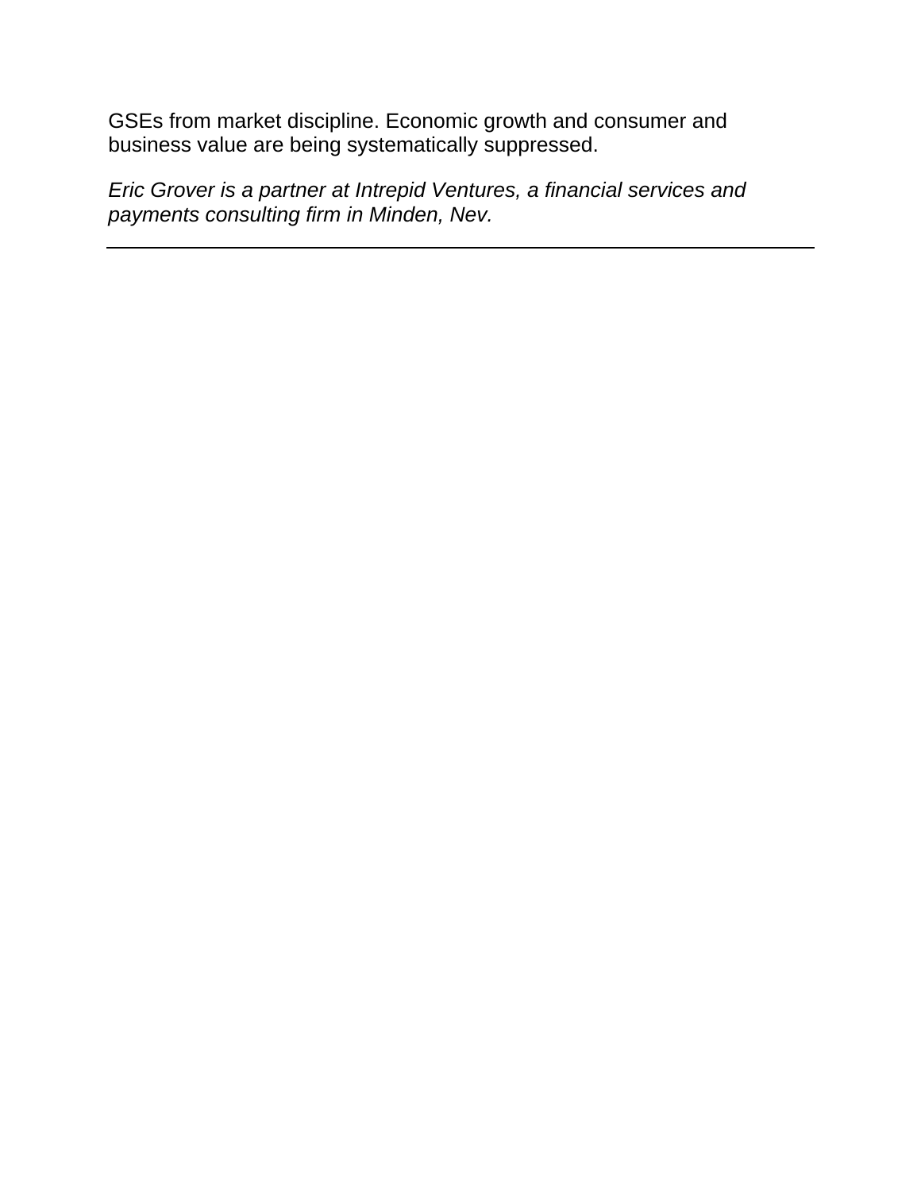GSEs from market discipline. Economic growth and consumer and business value are being systematically suppressed.

*Eric Grover is a partner at Intrepid Ventures, a financial services and payments consulting firm in Minden, Nev.*

---